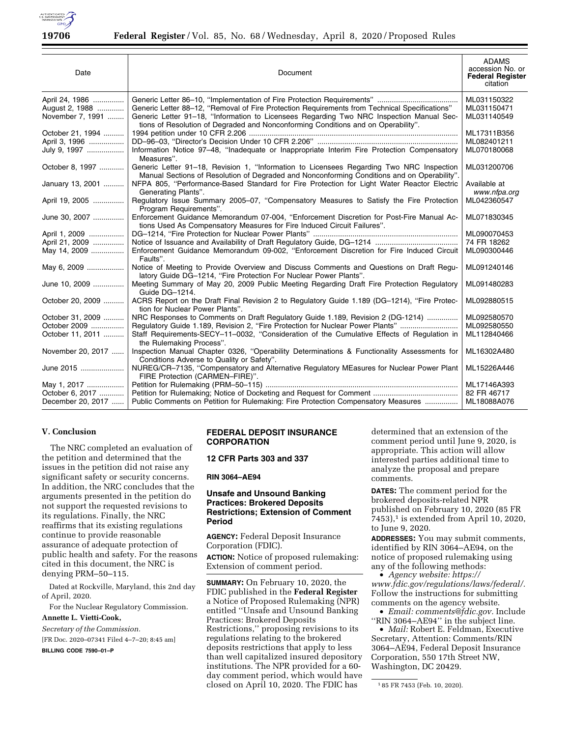| Date | Document | ADAMS accession No. or **Federal Register** citation |
|---|---|---|
| April 24, 1986 | Generic Letter 86–10, "Implementation of Fire Protection Requirements" | ML031150322 |
| August 2, 1988 | Generic Letter 88–12, "Removal of Fire Protection Requirements from Technical Specifications" | ML031150471 |
| November 7, 1991 | Generic Letter 91–18, "Information to Licensees Regarding Two NRC Inspection Manual Sections of Resolution of Degraded and Nonconforming Conditions and on Operability". | ML031140549 |
| October 21, 1994 | 1994 petition under 10 CFR 2.206 | ML17311B356 |
| April 3, 1996 | DD–96–03, "Director's Decision Under 10 CFR 2.206" | ML082401211 |
| July 9, 1997 | Information Notice 97–48, "Inadequate or Inappropriate Interim Fire Protection Compensatory Measures". | ML070180068 |
| October 8, 1997 | Generic Letter 91–18, Revision 1, "Information to Licensees Regarding Two NRC Inspection Manual Sections of Resolution of Degraded and Nonconforming Conditions and on Operability". | ML031200706 |
| January 13, 2001 | NFPA 805, "Performance-Based Standard for Fire Protection for Light Water Reactor Electric Generating Plants". | Available at *www.nfpa.org* |
| April 19, 2005 | Regulatory Issue Summary 2005–07, "Compensatory Measures to Satisfy the Fire Protection Program Requirements". | ML042360547 |
| June 30, 2007 | Enforcement Guidance Memorandum 07-004, "Enforcement Discretion for Post-Fire Manual Actions Used As Compensatory Measures for Fire Induced Circuit Failures". | ML071830345 |
| April 1, 2009 | DG–1214, "Fire Protection for Nuclear Power Plants" | ML090070453 |
| April 21, 2009 | Notice of Issuance and Availability of Draft Regulatory Guide, DG–1214 | 74 FR 18262 |
| May 14, 2009 | Enforcement Guidance Memorandum 09-002, "Enforcement Discretion for Fire Induced Circuit Faults". | ML090300446 |
| May 6, 2009 | Notice of Meeting to Provide Overview and Discuss Comments and Questions on Draft Regulatory Guide DG–1214, "Fire Protection For Nuclear Power Plants". | ML091240146 |
| June 10, 2009 | Meeting Summary of May 20, 2009 Public Meeting Regarding Draft Fire Protection Regulatory Guide DG–1214. | ML091480283 |
| October 20, 2009 | ACRS Report on the Draft Final Revision 2 to Regulatory Guide 1.189 (DG–1214), "Fire Protection for Nuclear Power Plants". | ML092880515 |
| October 31, 2009 | NRC Responses to Comments on Draft Regulatory Guide 1.189, Revision 2 (DG-1214) | ML092580570 |
| October 2009 | Regulatory Guide 1.189, Revision 2, "Fire Protection for Nuclear Power Plants" | ML092580550 |
| October 11, 2011 | Staff Requirements-SECY–11–0032, "Consideration of the Cumulative Effects of Regulation in the Rulemaking Process". | ML112840466 |
| November 20, 2017 | Inspection Manual Chapter 0326, "Operability Determinations & Functionality Assessments for Conditions Adverse to Quality or Safety". | ML16302A480 |
| June 2015 | NUREG/CR–7135, "Compensatory and Alternative Regulatory MEasures for Nuclear Power Plant FIRE Protection (CARMEN–FIRE)". | ML15226A446 |
| May 1, 2017 | Petition for Rulemaking (PRM–50–115) | ML17146A393 |
| October 6, 2017 | Petition for Rulemaking; Notice of Docketing and Request for Comment | 82 FR 46717 |
| December 20, 2017 | Public Comments on Petition for Rulemaking: Fire Protection Compensatory Measures | ML18088A076 |

## V. Conclusion

The NRC completed an evaluation of the petition and determined that the issues in the petition did not raise any significant safety or security concerns. In addition, the NRC concludes that the arguments presented in the petition do not support the requested revisions to its regulations. Finally, the NRC reaffirms that its existing regulations continue to provide reasonable assurance of adequate protection of public health and safety. For the reasons cited in this document, the NRC is denying PRM–50–115.

Dated at Rockville, Maryland, this 2nd day of April, 2020.

For the Nuclear Regulatory Commission.

**Annette L. Vietti-Cook,**

*Secretary of the Commission.*

[FR Doc. 2020–07341 Filed 4–7–20; 8:45 am]

**BILLING CODE 7590–01–P**

## FEDERAL DEPOSIT INSURANCE CORPORATION

### 12 CFR Parts 303 and 337

**RIN 3064–AE94**

### Unsafe and Unsound Banking Practices: Brokered Deposits Restrictions; Extension of Comment Period

**AGENCY:** Federal Deposit Insurance Corporation (FDIC).

**ACTION:** Notice of proposed rulemaking: Extension of comment period.

**SUMMARY:** On February 10, 2020, the FDIC published in the **Federal Register** a Notice of Proposed Rulemaking (NPR) entitled "Unsafe and Unsound Banking Practices: Brokered Deposits Restrictions," proposing revisions to its regulations relating to the brokered deposits restrictions that apply to less than well capitalized insured depository institutions. The NPR provided for a 60-day comment period, which would have closed on April 10, 2020. The FDIC has determined that an extension of the comment period until June 9, 2020, is appropriate. This action will allow interested parties additional time to analyze the proposal and prepare comments.

**DATES:** The comment period for the brokered deposits-related NPR published on February 10, 2020 (85 FR 7453),[1] is extended from April 10, 2020, to June 9, 2020.

**ADDRESSES:** You may submit comments, identified by RIN 3064–AE94, on the notice of proposed rulemaking using any of the following methods:

- *Agency website: https://www.fdic.gov/regulations/laws/federal/.* Follow the instructions for submitting comments on the agency website.
- *Email: comments@fdic.gov.* Include "RIN 3064–AE94" in the subject line.
- *Mail:* Robert E. Feldman, Executive Secretary, Attention: Comments/RIN 3064–AE94, Federal Deposit Insurance Corporation, 550 17th Street NW, Washington, DC 20429.

[1] 85 FR 7453 (Feb. 10, 2020).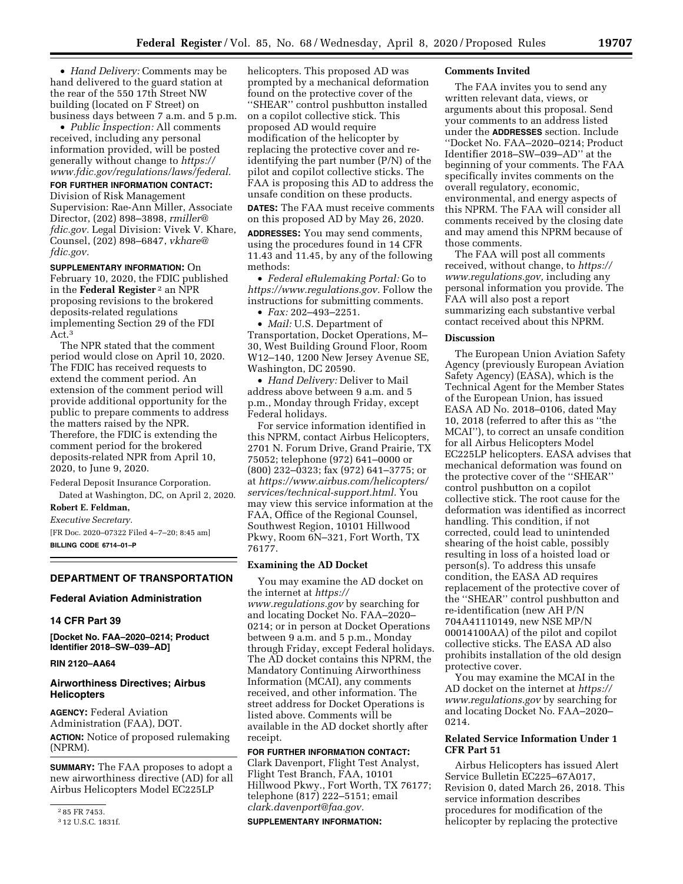- *Hand Delivery:* Comments may be hand delivered to the guard station at the rear of the 550 17th Street NW building (located on F Street) on business days between 7 a.m. and 5 p.m.
- *Public Inspection:* All comments received, including any personal information provided, will be posted generally without change to *https://www.fdic.gov/regulations/laws/federal.*

**FOR FURTHER INFORMATION CONTACT:** Division of Risk Management Supervision: Rae-Ann Miller, Associate Director, (202) 898–3898, *rmiller@fdic.gov.* Legal Division: Vivek V. Khare, Counsel, (202) 898–6847, *vkhare@fdic.gov.*

**SUPPLEMENTARY INFORMATION:** On February 10, 2020, the FDIC published in the **Federal Register**[2] an NPR proposing revisions to the brokered deposits-related regulations implementing Section 29 of the FDI Act.[3]

The NPR stated that the comment period would close on April 10, 2020. The FDIC has received requests to extend the comment period. An extension of the comment period will provide additional opportunity for the public to prepare comments to address the matters raised by the NPR. Therefore, the FDIC is extending the comment period for the brokered deposits-related NPR from April 10, 2020, to June 9, 2020.

Federal Deposit Insurance Corporation.

Dated at Washington, DC, on April 2, 2020.

**Robert E. Feldman,**

*Executive Secretary.*

[FR Doc. 2020–07322 Filed 4–7–20; 8:45 am]

**BILLING CODE 6714–01–P**

[2] 85 FR 7453.

[3] 12 U.S.C. 1831f.

## DEPARTMENT OF TRANSPORTATION

### Federal Aviation Administration

#### 14 CFR Part 39

**[Docket No. FAA–2020–0214; Product Identifier 2018–SW–039–AD]**

**RIN 2120–AA64**

### Airworthiness Directives; Airbus Helicopters

**AGENCY:** Federal Aviation Administration (FAA), DOT.

**ACTION:** Notice of proposed rulemaking (NPRM).

**SUMMARY:** The FAA proposes to adopt a new airworthiness directive (AD) for all Airbus Helicopters Model EC225LP helicopters. This proposed AD was prompted by a mechanical deformation found on the protective cover of the ''SHEAR'' control pushbutton installed on a copilot collective stick. This proposed AD would require modification of the helicopter by replacing the protective cover and re-identifying the part number (P/N) of the pilot and copilot collective sticks. The FAA is proposing this AD to address the unsafe condition on these products.

**DATES:** The FAA must receive comments on this proposed AD by May 26, 2020.

**ADDRESSES:** You may send comments, using the procedures found in 14 CFR 11.43 and 11.45, by any of the following methods:

- *Federal eRulemaking Portal:* Go to *https://www.regulations.gov.* Follow the instructions for submitting comments.
- *Fax:* 202–493–2251.
- *Mail:* U.S. Department of Transportation, Docket Operations, M–30, West Building Ground Floor, Room W12–140, 1200 New Jersey Avenue SE, Washington, DC 20590.
- *Hand Delivery:* Deliver to Mail address above between 9 a.m. and 5 p.m., Monday through Friday, except Federal holidays.

For service information identified in this NPRM, contact Airbus Helicopters, 2701 N. Forum Drive, Grand Prairie, TX 75052; telephone (972) 641–0000 or (800) 232–0323; fax (972) 641–3775; or at *https://www.airbus.com/helicopters/services/technical-support.html.* You may view this service information at the FAA, Office of the Regional Counsel, Southwest Region, 10101 Hillwood Pkwy, Room 6N–321, Fort Worth, TX 76177.

#### Examining the AD Docket

You may examine the AD docket on the internet at *https://www.regulations.gov* by searching for and locating Docket No. FAA–2020–0214; or in person at Docket Operations between 9 a.m. and 5 p.m., Monday through Friday, except Federal holidays. The AD docket contains this NPRM, the Mandatory Continuing Airworthiness Information (MCAI), any comments received, and other information. The street address for Docket Operations is listed above. Comments will be available in the AD docket shortly after receipt.

**FOR FURTHER INFORMATION CONTACT:** Clark Davenport, Flight Test Analyst, Flight Test Branch, FAA, 10101 Hillwood Pkwy., Fort Worth, TX 76177; telephone (817) 222–5151; email *clark.davenport@faa.gov.*

**SUPPLEMENTARY INFORMATION:**

#### Comments Invited

The FAA invites you to send any written relevant data, views, or arguments about this proposal. Send your comments to an address listed under the **ADDRESSES** section. Include ''Docket No. FAA–2020–0214; Product Identifier 2018–SW–039–AD'' at the beginning of your comments. The FAA specifically invites comments on the overall regulatory, economic, environmental, and energy aspects of this NPRM. The FAA will consider all comments received by the closing date and may amend this NPRM because of those comments.

The FAA will post all comments received, without change, to *https://www.regulations.gov,* including any personal information you provide. The FAA will also post a report summarizing each substantive verbal contact received about this NPRM.

#### Discussion

The European Union Aviation Safety Agency (previously European Aviation Safety Agency) (EASA), which is the Technical Agent for the Member States of the European Union, has issued EASA AD No. 2018–0106, dated May 10, 2018 (referred to after this as ''the MCAI''), to correct an unsafe condition for all Airbus Helicopters Model EC225LP helicopters. EASA advises that mechanical deformation was found on the protective cover of the ''SHEAR'' control pushbutton on a copilot collective stick. The root cause for the deformation was identified as incorrect handling. This condition, if not corrected, could lead to unintended shearing of the hoist cable, possibly resulting in loss of a hoisted load or person(s). To address this unsafe condition, the EASA AD requires replacement of the protective cover of the ''SHEAR'' control pushbutton and re-identification (new AH P/N 704A41110149, new NSE MP/N 00014100AA) of the pilot and copilot collective sticks. The EASA AD also prohibits installation of the old design protective cover.

You may examine the MCAI in the AD docket on the internet at *https://www.regulations.gov* by searching for and locating Docket No. FAA–2020–0214.

#### Related Service Information Under 1 CFR Part 51

Airbus Helicopters has issued Alert Service Bulletin EC225–67A017, Revision 0, dated March 26, 2018. This service information describes procedures for modification of the helicopter by replacing the protective